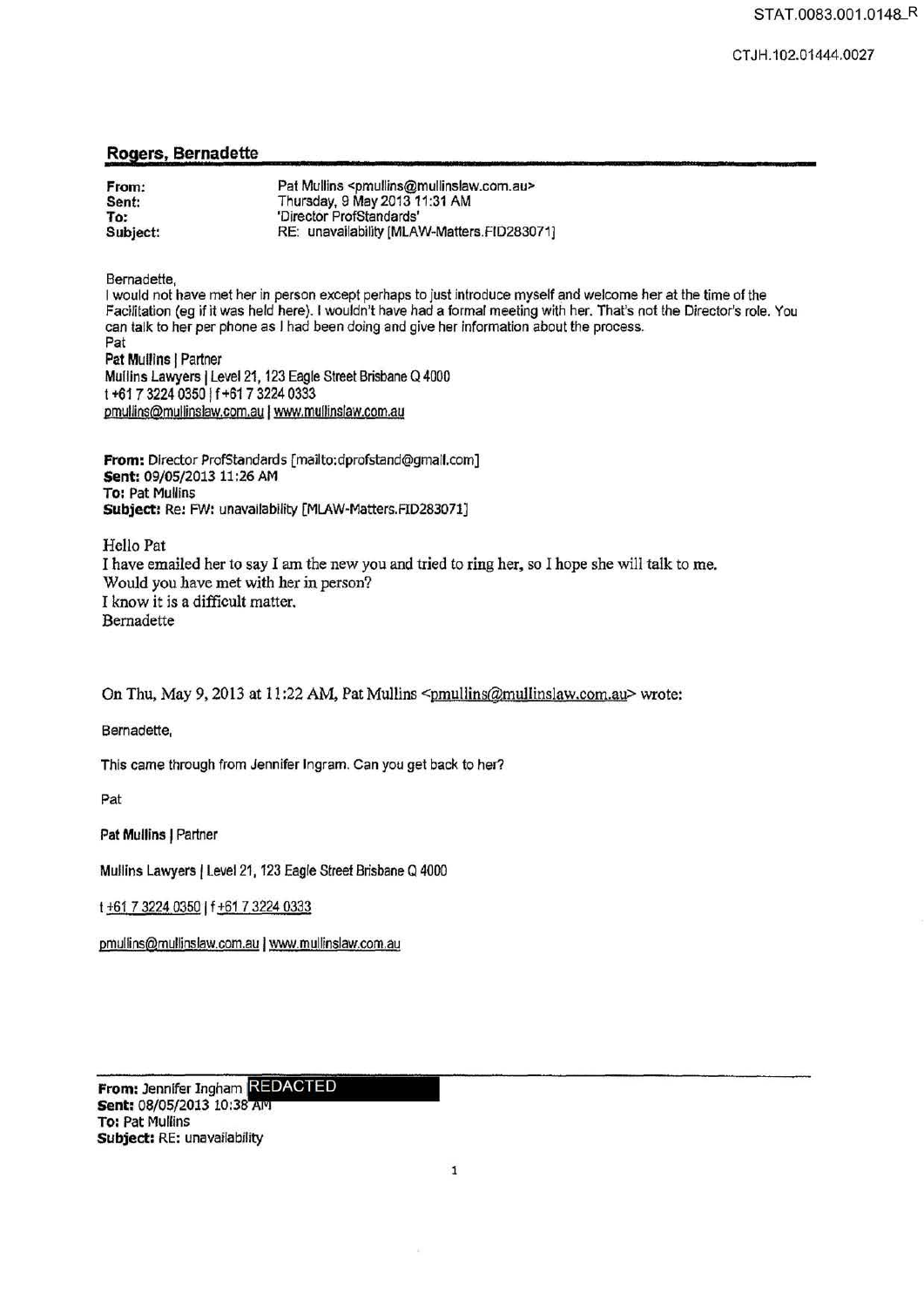STAT.0083.001.0148_R

CTJH.102.01444.0027

## Rogers, Bernadette

**From:** Pat Mullins <pmullins@mullinslaw.com.au>
**Sent:** Thursday, 9 May 2013 11:31 AM
**To:** 'Director ProfStandards'
**Subject:** RE: unavailability [MLAW-Matters.FID283071]

Bernadette,
I would not have met her in person except perhaps to just introduce myself and welcome her at the time of the Facilitation (eg if it was held here). I wouldn't have had a formal meeting with her. That's not the Director's role. You can talk to her per phone as I had been doing and give her information about the process.
Pat
**Pat Mullins** | Partner
Mullins Lawyers | Level 21, 123 Eagle Street Brisbane Q 4000
t +61 7 3224 0350 | f +61 7 3224 0333
pmullins@mullinslaw.com.au | www.mullinslaw.com.au

**From:** Director ProfStandards [mailto:dprofstand@gmail.com]
**Sent:** 09/05/2013 11:26 AM
**To:** Pat Mullins
**Subject:** Re: FW: unavailability [MLAW-Matters.FID283071]

Hello Pat
I have emailed her to say I am the new you and tried to ring her, so I hope she will talk to me.
Would you have met with her in person?
I know it is a difficult matter.
Bernadette

On Thu, May 9, 2013 at 11:22 AM, Pat Mullins <pmullins@mullinslaw.com.au> wrote:

Bernadette,

This came through from Jennifer Ingram. Can you get back to her?

Pat

**Pat Mullins** | Partner

Mullins Lawyers | Level 21, 123 Eagle Street Brisbane Q 4000

t +61 7 3224 0350 | f +61 7 3224 0333

pmullins@mullinslaw.com.au | www.mullinslaw.com.au

---

**From:** Jennifer Ingham REDACTED
**Sent:** 08/05/2013 10:38 AM
**To:** Pat Mullins
**Subject:** RE: unavailability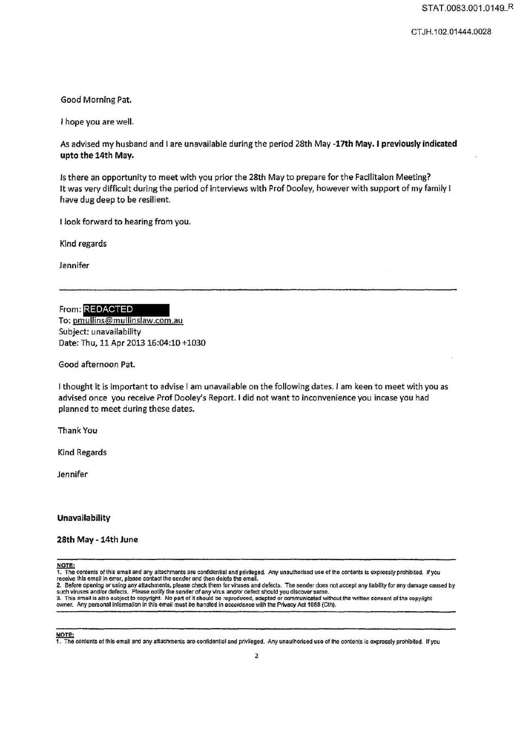Good Morning Pat.

I hope you are well.

As advised my husband and I are unavailable during the period 28th May -**17th May. I previously indicated upto the 14th May.**

Is there an opportunity to meet with you prior the 28th May to prepare for the Facilitaion Meeting?
It was very difficult during the period of interviews with Prof Dooley, however with support of my family I have dug deep to be resilient.

I look forward to hearing from you.

Kind regards

Jennifer

---

From: REDACTED
To: pmullins@mullinslaw.com.au
Subject: unavailability
Date: Thu, 11 Apr 2013 16:04:10 +1030

Good afternoon Pat.

I thought it is important to advise I am unavailable on the following dates. I am keen to meet with you as advised once you receive Prof Dooley's Report. I did not want to inconvenience you incase you had planned to meet during these dates.

Thank You

Kind Regards

Jennifer

**Unavailability**

**28th May - 14th June**

---

**NOTE:**
1. The contents of this email and any attachments are confidential and privileged. Any unauthorised use of the contents is expressly prohibited. If you receive this email in error, please contact the sender and then delete the email.
2. Before opening or using any attachments, please check them for viruses and defects. The sender does not accept any liability for any damage caused by such viruses and/or defects. Please notify the sender of any virus and/or defect should you discover same.
3. This email is also subject to copyright. No part of it should be reproduced, adapted or communicated without the written consent of the copyright owner. Any personal information in this email must be handled in accordance with the Privacy Act 1988 (Cth).

---

**NOTE:**
1. The contents of this email and any attachments are confidential and privileged. Any unauthorised use of the contents is expressly prohibited. If you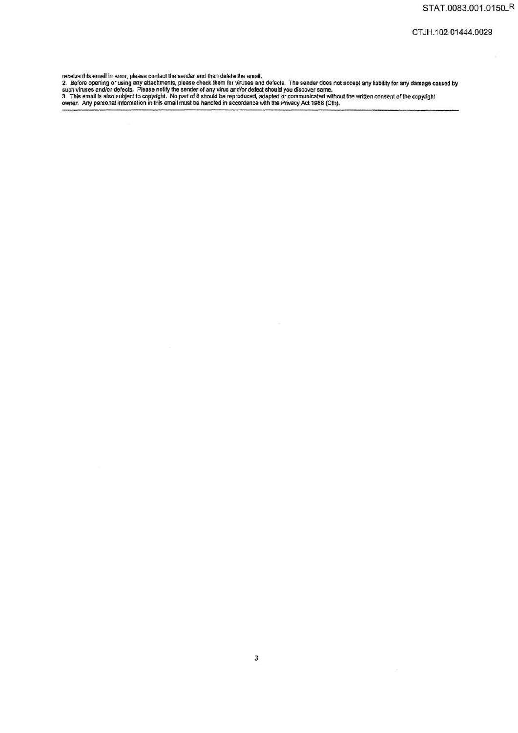receive this email in error, please contact the sender and then delete the email.

2. Before opening or using any attachments, please check them for viruses and defects. The sender does not accept any liability for any damage caused by such viruses and/or defects. Please notify the sender of any virus and/or defect should you discover same.

3. This email is also subject to copyright. No part of it should be reproduced, adapted or communicated without the written consent of the copyright owner. Any personal information in this email must be handled in accordance with the Privacy Act 1988 (Cth).

---